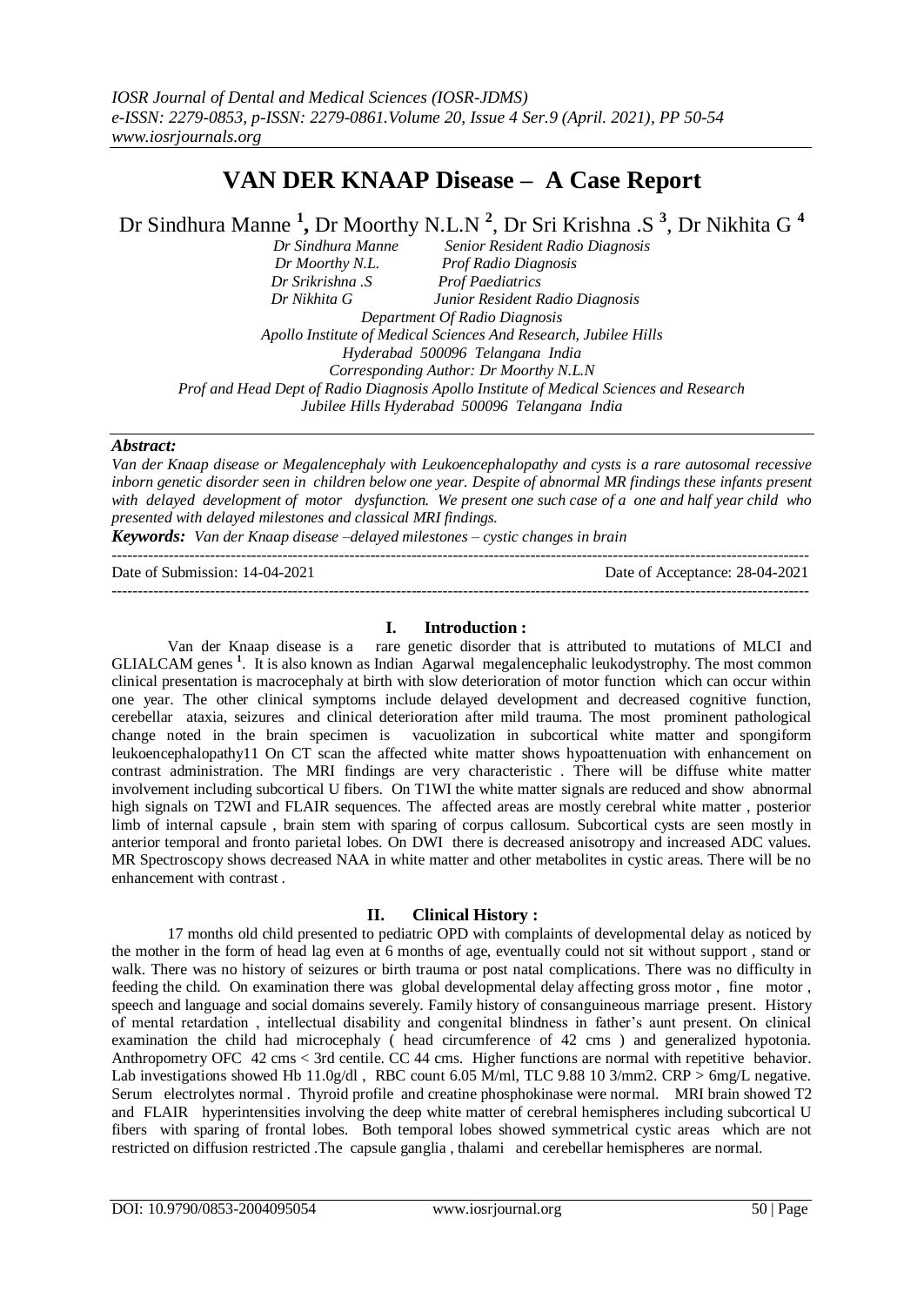# VAN DER KNAAP Disease – A Case Report

Dr Sindhura Manne [1], Dr Moorthy N.L.N [2], Dr Sri Krishna .S [3], Dr Nikhita G [4]

*Dr Sindhura Manne Senior Resident Radio Diagnosis*
*Dr Moorthy N.L. Prof Radio Diagnosis*
*Dr Srikrishna .S Prof Paediatrics*
*Dr Nikhita G Junior Resident Radio Diagnosis*
*Department Of Radio Diagnosis*
*Apollo Institute of Medical Sciences And Research, Jubilee Hills*
*Hyderabad 500096 Telangana India*
*Corresponding Author: Dr Moorthy N.L.N*
*Prof and Head Dept of Radio Diagnosis Apollo Institute of Medical Sciences and Research*
*Jubilee Hills Hyderabad 500096 Telangana India*

***Abstract:***

*Van der Knaap disease or Megalencephaly with Leukoencephalopathy and cysts is a rare autosomal recessive inborn genetic disorder seen in children below one year. Despite of abnormal MR findings these infants present with delayed development of motor dysfunction. We present one such case of a one and half year child who presented with delayed milestones and classical MRI findings.*

***Keywords:*** *Van der Knaap disease –delayed milestones – cystic changes in brain*

---

Date of Submission: 14-04-2021 Date of Acceptance: 28-04-2021

---

## I. Introduction :

Van der Knaap disease is a rare genetic disorder that is attributed to mutations of MLCI and GLIALCAM genes [1]. It is also known as Indian Agarwal megalencephalic leukodystrophy. The most common clinical presentation is macrocephaly at birth with slow deterioration of motor function which can occur within one year. The other clinical symptoms include delayed development and decreased cognitive function, cerebellar ataxia, seizures and clinical deterioration after mild trauma. The most prominent pathological change noted in the brain specimen is vacuolization in subcortical white matter and spongiform leukoencephalopathy11 On CT scan the affected white matter shows hypoattenuation with enhancement on contrast administration. The MRI findings are very characteristic . There will be diffuse white matter involvement including subcortical U fibers. On T1WI the white matter signals are reduced and show abnormal high signals on T2WI and FLAIR sequences. The affected areas are mostly cerebral white matter , posterior limb of internal capsule , brain stem with sparing of corpus callosum. Subcortical cysts are seen mostly in anterior temporal and fronto parietal lobes. On DWI there is decreased anisotropy and increased ADC values. MR Spectroscopy shows decreased NAA in white matter and other metabolites in cystic areas. There will be no enhancement with contrast .

## II. Clinical History :

17 months old child presented to pediatric OPD with complaints of developmental delay as noticed by the mother in the form of head lag even at 6 months of age, eventually could not sit without support , stand or walk. There was no history of seizures or birth trauma or post natal complications. There was no difficulty in feeding the child. On examination there was global developmental delay affecting gross motor , fine motor , speech and language and social domains severely. Family history of consanguineous marriage present. History of mental retardation , intellectual disability and congenital blindness in father's aunt present. On clinical examination the child had microcephaly ( head circumference of 42 cms ) and generalized hypotonia. Anthropometry OFC 42 cms < 3rd centile. CC 44 cms. Higher functions are normal with repetitive behavior. Lab investigations showed Hb 11.0g/dl , RBC count 6.05 M/ml, TLC 9.88 10 3/mm2. CRP > 6mg/L negative. Serum electrolytes normal . Thyroid profile and creatine phosphokinase were normal. MRI brain showed T2 and FLAIR hyperintensities involving the deep white matter of cerebral hemispheres including subcortical U fibers with sparing of frontal lobes. Both temporal lobes showed symmetrical cystic areas which are not restricted on diffusion restricted .The capsule ganglia , thalami and cerebellar hemispheres are normal.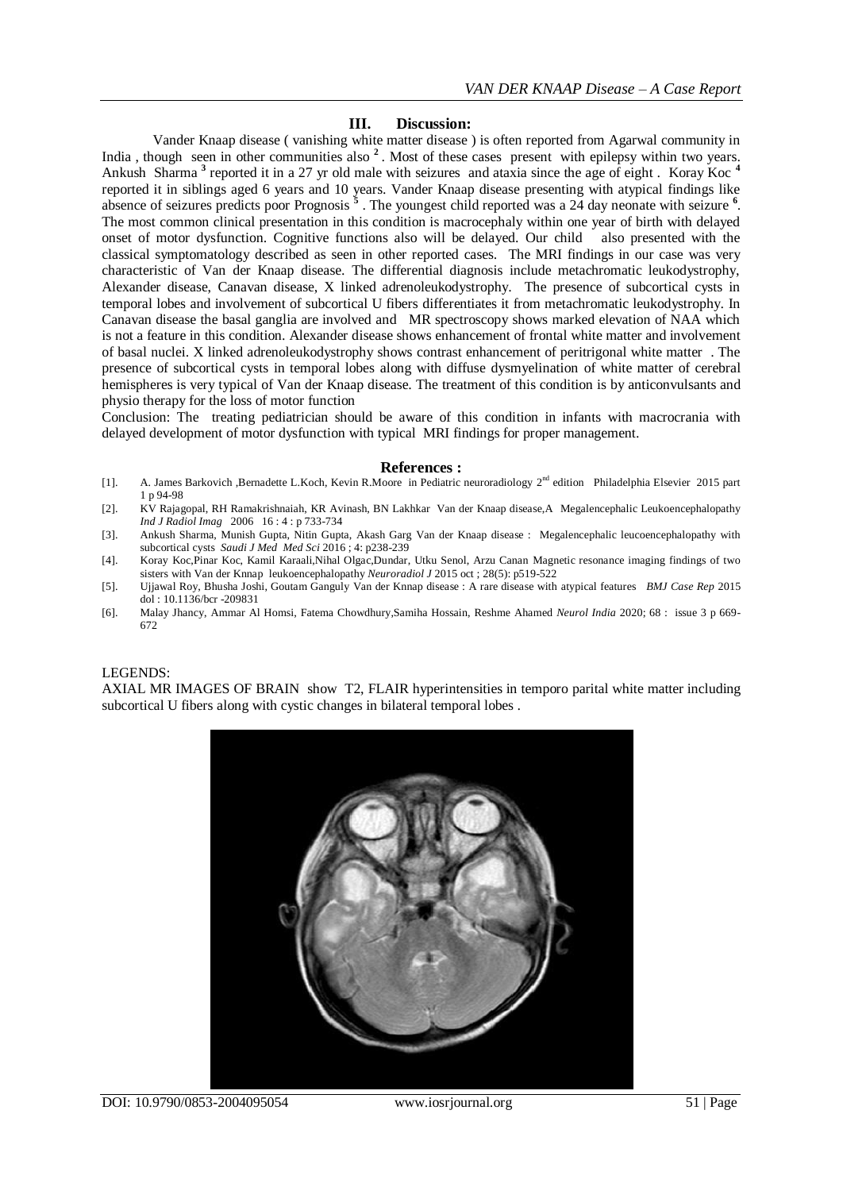## III. Discussion:

Vander Knaap disease ( vanishing white matter disease ) is often reported from Agarwal community in India , though seen in other communities also [2] . Most of these cases present with epilepsy within two years. Ankush Sharma [3] reported it in a 27 yr old male with seizures and ataxia since the age of eight . Koray Koc [4] reported it in siblings aged 6 years and 10 years. Vander Knaap disease presenting with atypical findings like absence of seizures predicts poor Prognosis [5] . The youngest child reported was a 24 day neonate with seizure [6]. The most common clinical presentation in this condition is macrocephaly within one year of birth with delayed onset of motor dysfunction. Cognitive functions also will be delayed. Our child also presented with the classical symptomatology described as seen in other reported cases. The MRI findings in our case was very characteristic of Van der Knaap disease. The differential diagnosis include metachromatic leukodystrophy, Alexander disease, Canavan disease, X linked adrenoleukodystrophy. The presence of subcortical cysts in temporal lobes and involvement of subcortical U fibers differentiates it from metachromatic leukodystrophy. In Canavan disease the basal ganglia are involved and MR spectroscopy shows marked elevation of NAA which is not a feature in this condition. Alexander disease shows enhancement of frontal white matter and involvement of basal nuclei. X linked adrenoleukodystrophy shows contrast enhancement of peritrigonal white matter . The presence of subcortical cysts in temporal lobes along with diffuse dysmyelination of white matter of cerebral hemispheres is very typical of Van der Knaap disease. The treatment of this condition is by anticonvulsants and physio therapy for the loss of motor function

Conclusion: The treating pediatrician should be aware of this condition in infants with macrocrania with delayed development of motor dysfunction with typical MRI findings for proper management.

## References :

[1]. A. James Barkovich ,Bernadette L.Koch, Kevin R.Moore in Pediatric neuroradiology 2nd edition Philadelphia Elsevier 2015 part 1 p 94-98

[2]. KV Rajagopal, RH Ramakrishnaiah, KR Avinash, BN Lakhkar Van der Knaap disease,A Megalencephalic Leukoencephalopathy *Ind J Radiol Imag* 2006 16 : 4 : p 733-734

[3]. Ankush Sharma, Munish Gupta, Nitin Gupta, Akash Garg Van der Knaap disease : Megalencephalic leucoencephalopathy with subcortical cysts *Saudi J Med Med Sci* 2016 ; 4: p238-239

[4]. Koray Koc,Pinar Koc, Kamil Karaali,Nihal Olgac,Dundar, Utku Senol, Arzu Canan Magnetic resonance imaging findings of two sisters with Van der Knnap leukoencephalopathy *Neuroradiol J* 2015 oct ; 28(5): p519-522

[5]. Ujjawal Roy, Bhusha Joshi, Goutam Ganguly Van der Knnap disease : A rare disease with atypical features *BMJ Case Rep* 2015 doi : 10.1136/bcr -209831

[6]. Malay Jhancy, Ammar Al Homsi, Fatema Chowdhury,Samiha Hossain, Reshme Ahamed *Neurol India* 2020; 68 : issue 3 p 669-672

LEGENDS:

AXIAL MR IMAGES OF BRAIN show T2, FLAIR hyperintensities in temporo parital white matter including subcortical U fibers along with cystic changes in bilateral temporal lobes .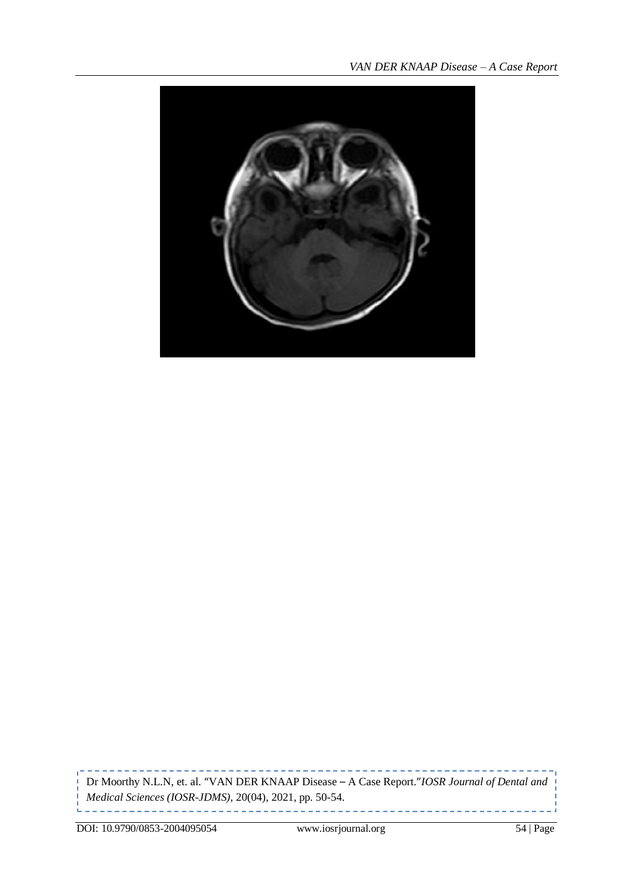Dr Moorthy N.L.N, et. al. "VAN DER KNAAP Disease – A Case Report."*IOSR Journal of Dental and Medical Sciences (IOSR-JDMS)*, 20(04), 2021, pp. 50-54.